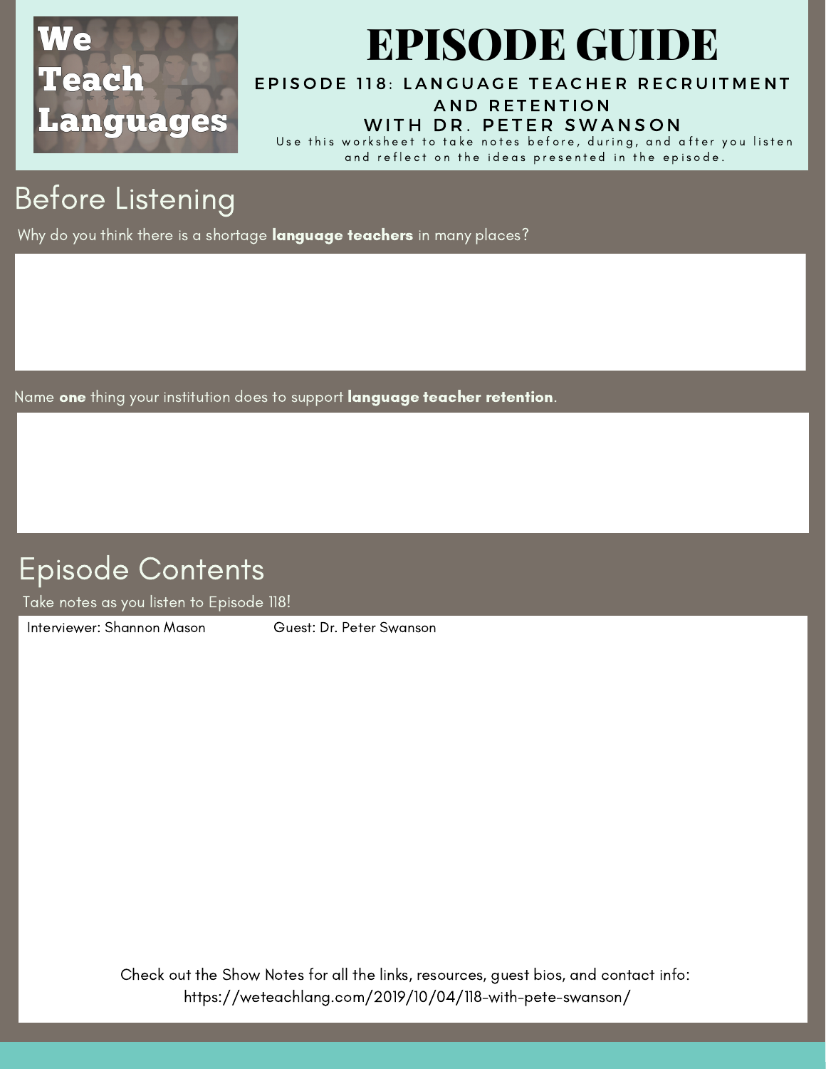We Teach Languages

# EPISODE GUIDE

### EPISODE 118: LANGUAGE TEACHER RECRUITMENT AND RETENTION WITH DR. PETER SWANSON

Use this worksheet to take notes before, during, and after you listen and reflect on the ideas presented in the episode.

## Before Listening

Why do you think there is a shortage **language teachers** in many places?

Name **one** thing your institution does to support **language teacher retention**.

## Episode Contents

Take notes as you listen to Episode 118!

Interviewer: Shannon Mason Guest: Dr. Peter Swanson

Check out the Show Notes for all the links, resources, guest bios, and contact info: https://weteachlang.com/2019/10/04/118-with-pete-swanson/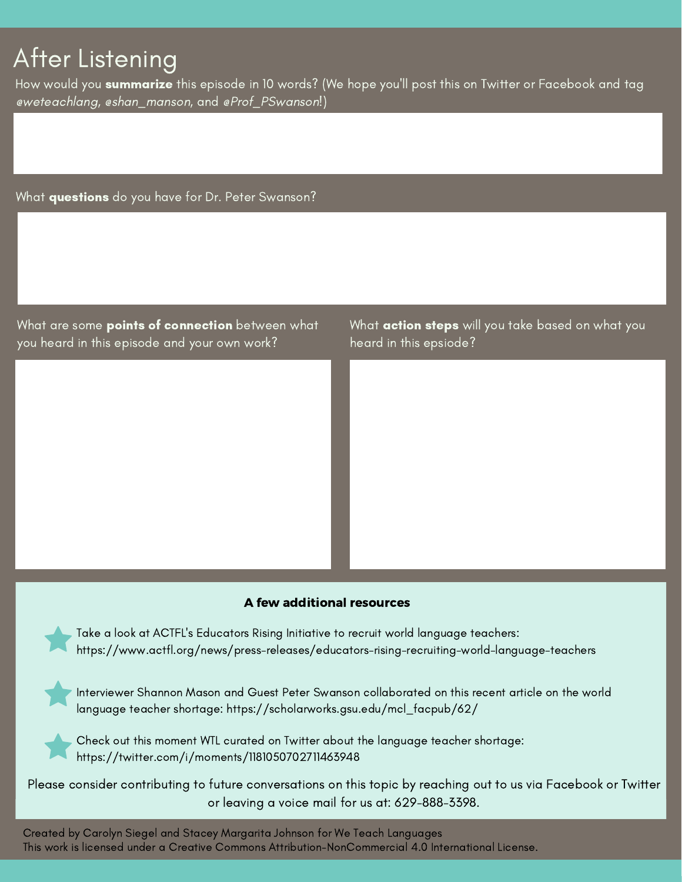# After Listening

How would you **summarize** this episode in 10 words? (We hope you'll post this on Twitter or Facebook and tag *@weteachlang*, *@shan_manson*, and *@Prof_PSwanson*!)

What **questions** do you have for Dr. Peter Swanson?

What are some **points of connection** between what you heard in this episode and your own work?

What **action steps** will you take based on what you heard in this epsiode?

**A few additional resources**

- Take a look at ACTFL's Educators Rising Initiative to recruit world language teachers: https://www.actfl.org/news/press-releases/educators-rising-recruiting-world-language-teachers
- Interviewer Shannon Mason and Guest Peter Swanson collaborated on this recent article on the world language teacher shortage: https://scholarworks.gsu.edu/mcl_facpub/62/
- Check out this moment WTL curated on Twitter about the language teacher shortage: https://twitter.com/i/moments/1181050702711463948

Please consider contributing to future conversations on this topic by reaching out to us via Facebook or Twitter or leaving a voice mail for us at: 629-888-3398.

Created by Carolyn Siegel and Stacey Margarita Johnson for We Teach Languages
This work is licensed under a Creative Commons Attribution-NonCommercial 4.0 International License.